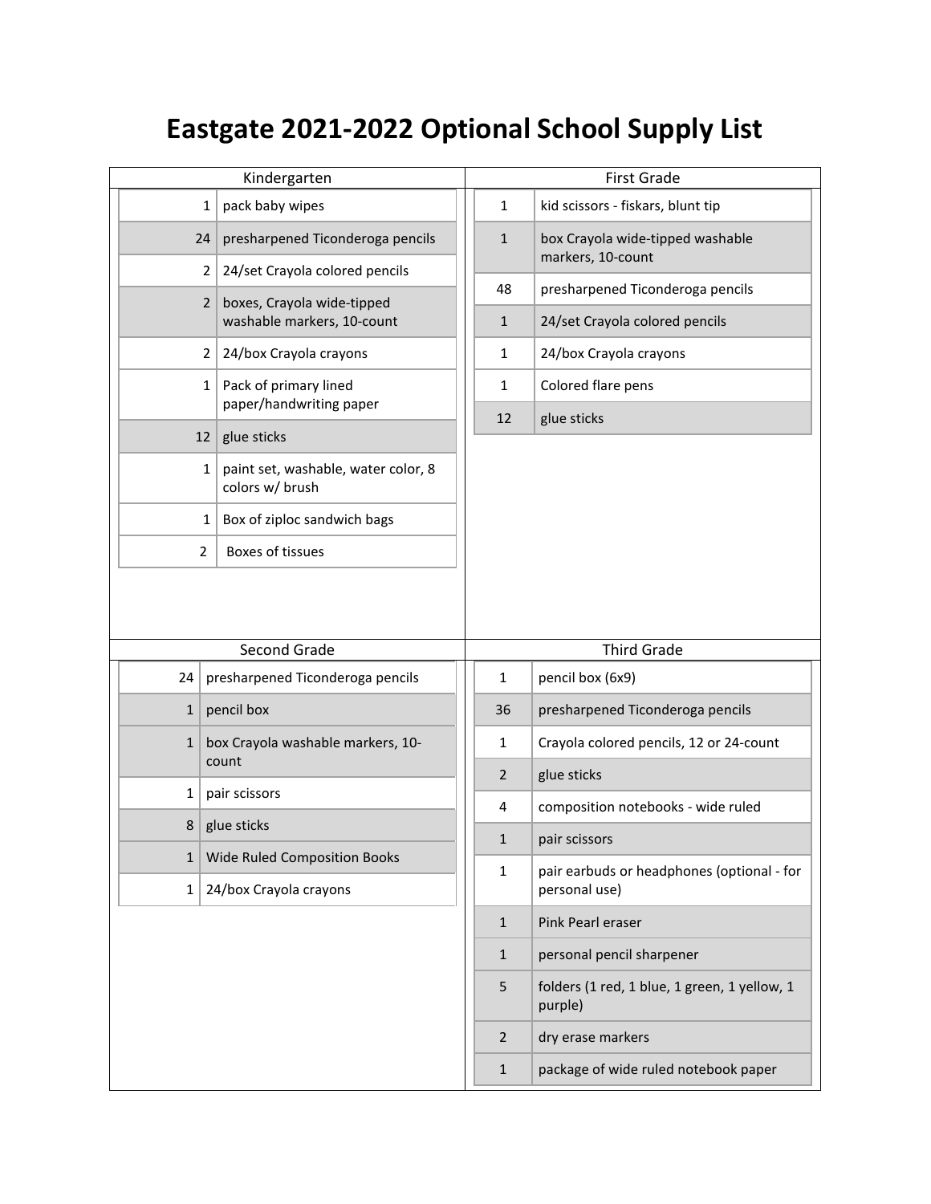# Eastgate 2021-2022 Optional School Supply List

## Kindergarten

| Qty | Item |
|---|---|
| 1 | pack baby wipes |
| 24 | presharpened Ticonderoga pencils |
| 2 | 24/set Crayola colored pencils |
| 2 | boxes, Crayola wide-tipped washable markers, 10-count |
| 2 | 24/box Crayola crayons |
| 1 | Pack of primary lined paper/handwriting paper |
| 12 | glue sticks |
| 1 | paint set, washable, water color, 8 colors w/ brush |
| 1 | Box of ziploc sandwich bags |
| 2 | Boxes of tissues |

## First Grade

| Qty | Item |
|---|---|
| 1 | kid scissors - fiskars, blunt tip |
| 1 | box Crayola wide-tipped washable markers, 10-count |
| 48 | presharpened Ticonderoga pencils |
| 1 | 24/set Crayola colored pencils |
| 1 | 24/box Crayola crayons |
| 1 | Colored flare pens |
| 12 | glue sticks |

## Second Grade

| Qty | Item |
|---|---|
| 24 | presharpened Ticonderoga pencils |
| 1 | pencil box |
| 1 | box Crayola washable markers, 10-count |
| 1 | pair scissors |
| 8 | glue sticks |
| 1 | Wide Ruled Composition Books |
| 1 | 24/box Crayola crayons |

## Third Grade

| Qty | Item |
|---|---|
| 1 | pencil box (6x9) |
| 36 | presharpened Ticonderoga pencils |
| 1 | Crayola colored pencils, 12 or 24-count |
| 2 | glue sticks |
| 4 | composition notebooks - wide ruled |
| 1 | pair scissors |
| 1 | pair earbuds or headphones (optional - for personal use) |
| 1 | Pink Pearl eraser |
| 1 | personal pencil sharpener |
| 5 | folders (1 red, 1 blue, 1 green, 1 yellow, 1 purple) |
| 2 | dry erase markers |
| 1 | package of wide ruled notebook paper |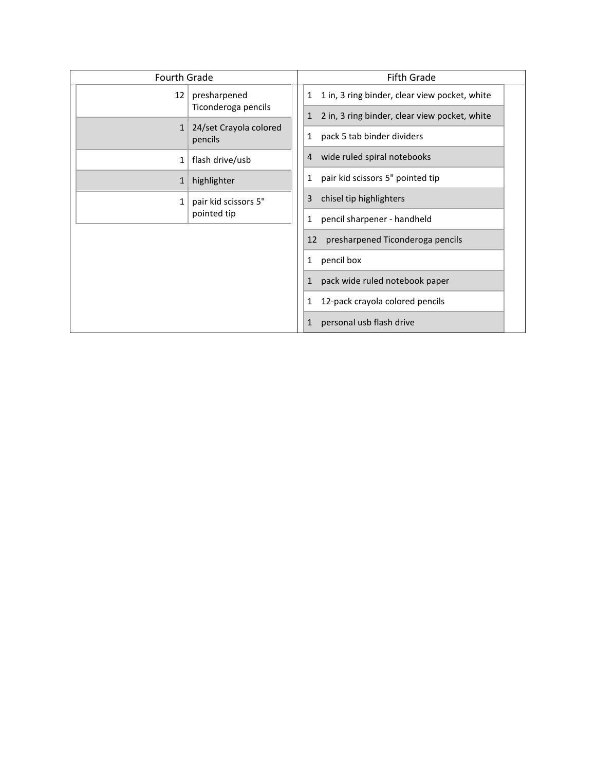| Fourth Grade | | Fifth Grade | |
| --- | --- | --- | --- |
| 12 | presharpened Ticonderoga pencils | 1 | 1 in, 3 ring binder, clear view pocket, white |
| 1 | 24/set Crayola colored pencils | 1 | 2 in, 3 ring binder, clear view pocket, white |
| 1 | flash drive/usb | 1 | pack 5 tab binder dividers |
| 1 | highlighter | 4 | wide ruled spiral notebooks |
| 1 | pair kid scissors 5" pointed tip | 1 | pair kid scissors 5" pointed tip |
| | | 3 | chisel tip highlighters |
| | | 1 | pencil sharpener - handheld |
| | | 12 | presharpened Ticonderoga pencils |
| | | 1 | pencil box |
| | | 1 | pack wide ruled notebook paper |
| | | 1 | 12-pack crayola colored pencils |
| | | 1 | personal usb flash drive |